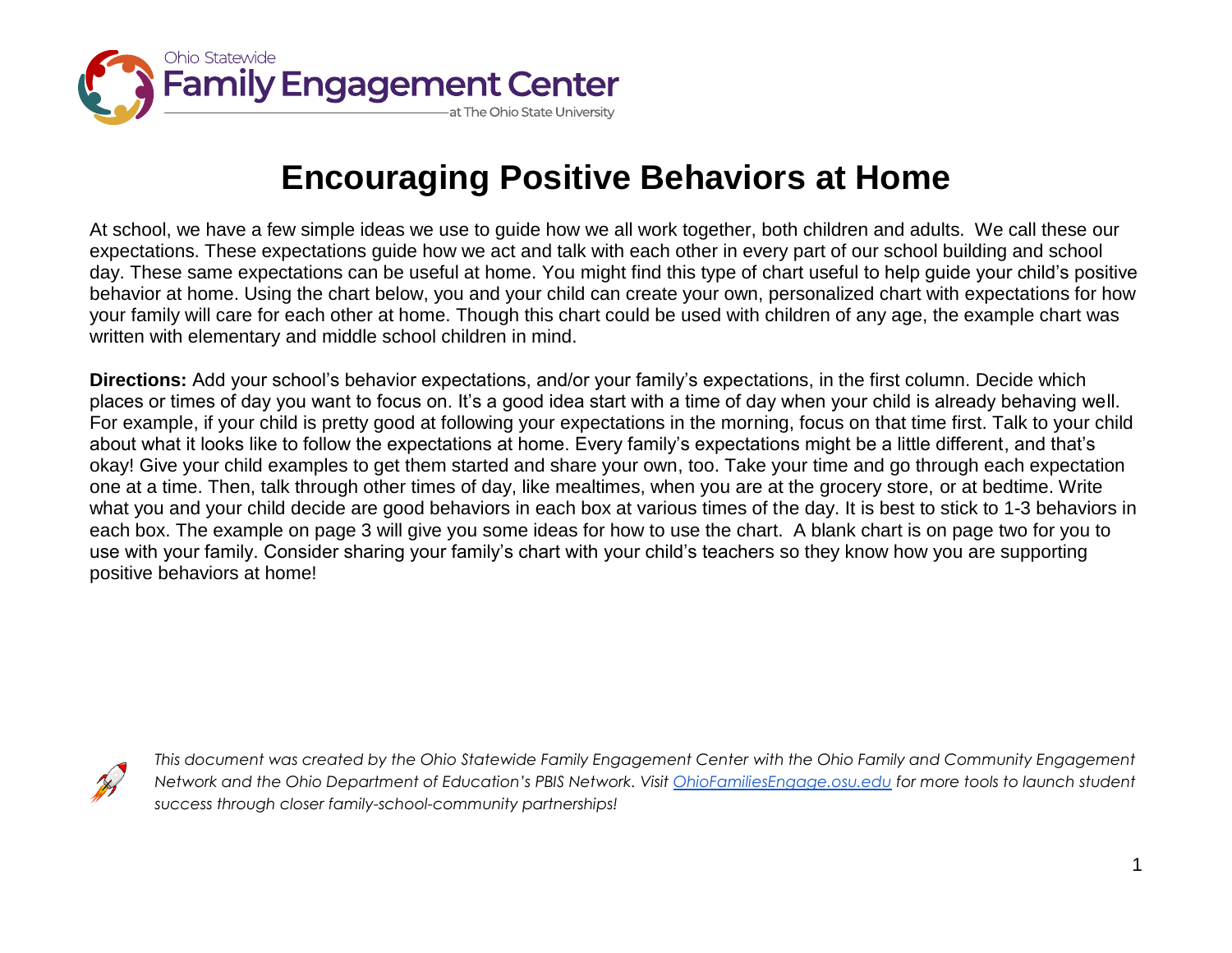Ohio Statewide
Family Engagement Center
at The Ohio State University

# Encouraging Positive Behaviors at Home

At school, we have a few simple ideas we use to guide how we all work together, both children and adults. We call these our expectations. These expectations guide how we act and talk with each other in every part of our school building and school day. These same expectations can be useful at home. You might find this type of chart useful to help guide your child's positive behavior at home. Using the chart below, you and your child can create your own, personalized chart with expectations for how your family will care for each other at home. Though this chart could be used with children of any age, the example chart was written with elementary and middle school children in mind.

**Directions:** Add your school's behavior expectations, and/or your family's expectations, in the first column. Decide which places or times of day you want to focus on. It's a good idea start with a time of day when your child is already behaving well. For example, if your child is pretty good at following your expectations in the morning, focus on that time first. Talk to your child about what it looks like to follow the expectations at home. Every family's expectations might be a little different, and that's okay! Give your child examples to get them started and share your own, too. Take your time and go through each expectation one at a time. Then, talk through other times of day, like mealtimes, when you are at the grocery store, or at bedtime. Write what you and your child decide are good behaviors in each box at various times of the day. It is best to stick to 1-3 behaviors in each box. The example on page 3 will give you some ideas for how to use the chart. A blank chart is on page two for you to use with your family. Consider sharing your family's chart with your child's teachers so they know how you are supporting positive behaviors at home!

*This document was created by the Ohio Statewide Family Engagement Center with the Ohio Family and Community Engagement Network and the Ohio Department of Education's PBIS Network. Visit [OhioFamiliesEngage.osu.edu](OhioFamiliesEngage.osu.edu) for more tools to launch student success through closer family-school-community partnerships!*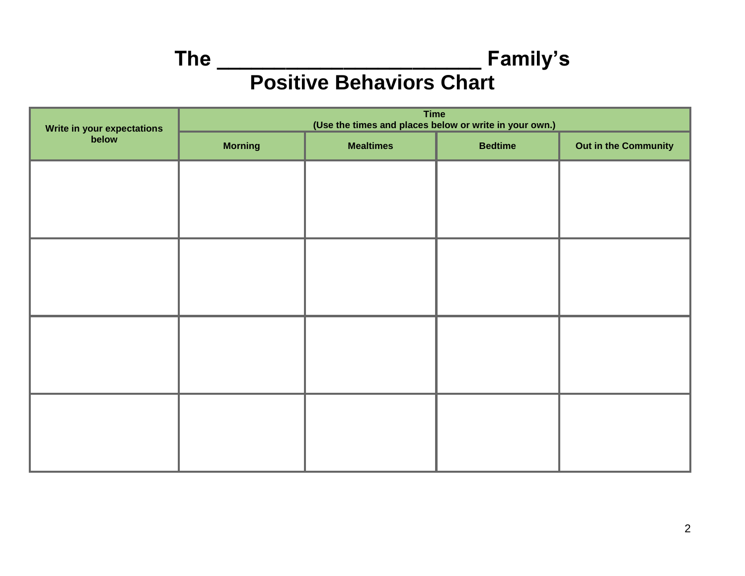# The ________________________ Family's Positive Behaviors Chart

| Write in your expectations below | Time (Use the times and places below or write in your own.) | | | |
|---|---|---|---|---|
| | Morning | Mealtimes | Bedtime | Out in the Community |
| | | | | |
| | | | | |
| | | | | |
| | | | | |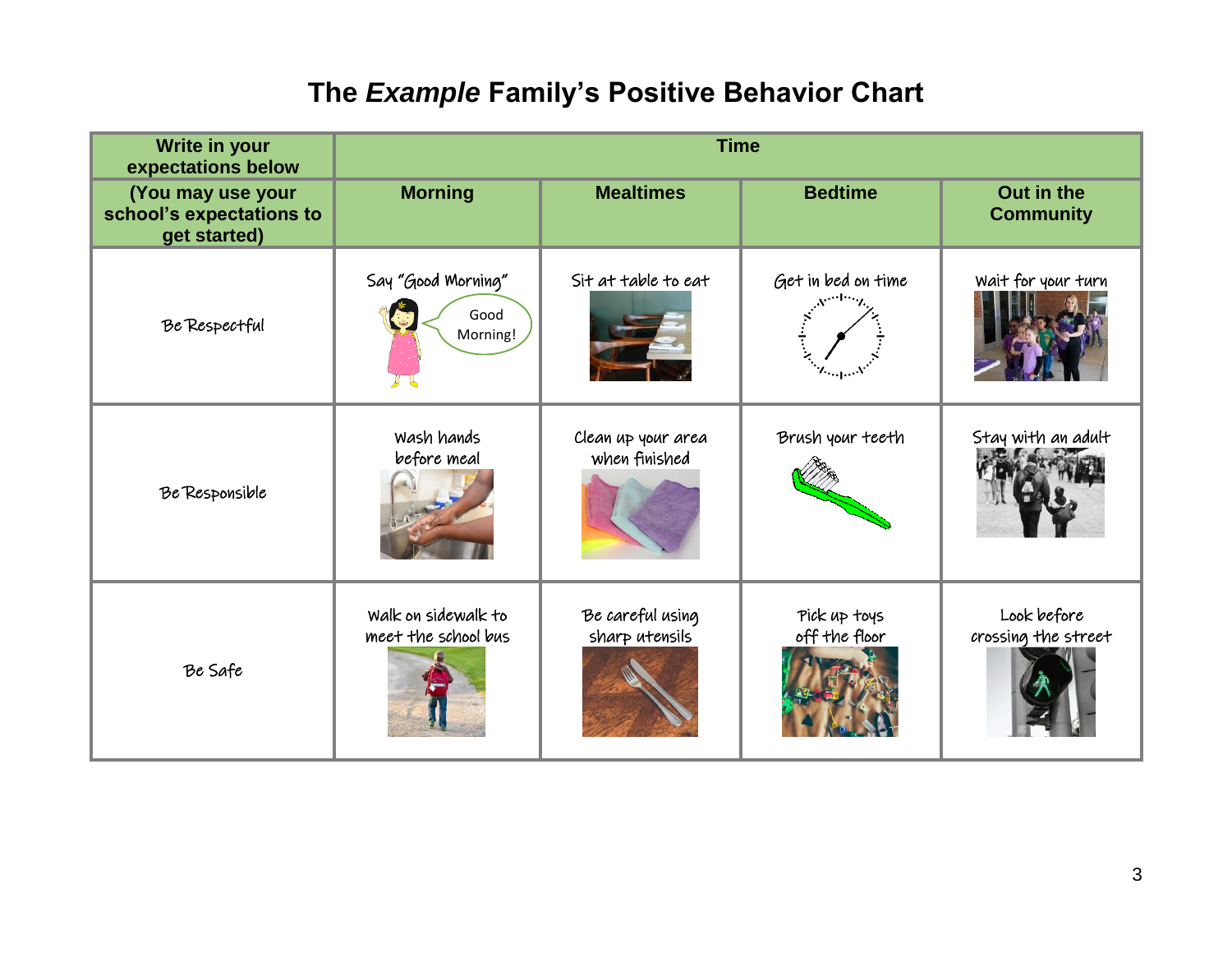# The *Example* Family's Positive Behavior Chart

| Write in your expectations below | Time | | | |
|---|---|---|---|---|
| (You may use your school's expectations to get started) | Morning | Mealtimes | Bedtime | Out in the Community |
| Be Respectful | Say "Good Morning" | Sit at table to eat | Get in bed on time | Wait for your turn |
| Be Responsible | Wash hands before meal | Clean up your area when finished | Brush your teeth | Stay with an adult |
| Be Safe | Walk on sidewalk to meet the school bus | Be careful using sharp utensils | Pick up toys off the floor | Look before crossing the street |